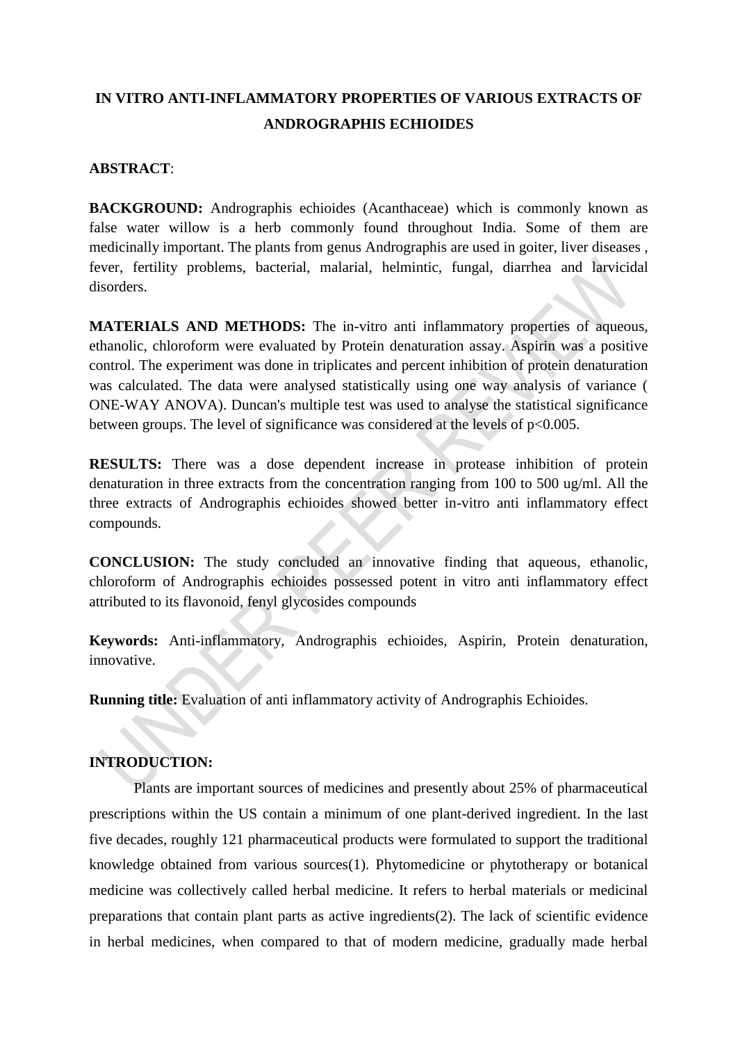# IN VITRO ANTI-INFLAMMATORY PROPERTIES OF VARIOUS EXTRACTS OF ANDROGRAPHIS ECHIOIDES

**ABSTRACT**:

**BACKGROUND:** Andrographis echioides (Acanthaceae) which is commonly known as false water willow is a herb commonly found throughout India. Some of them are medicinally important. The plants from genus Andrographis are used in goiter, liver diseases , fever, fertility problems, bacterial, malarial, helmintic, fungal, diarrhea and larvicidal disorders.

**MATERIALS AND METHODS:** The in-vitro anti inflammatory properties of aqueous, ethanolic, chloroform were evaluated by Protein denaturation assay. Aspirin was a positive control. The experiment was done in triplicates and percent inhibition of protein denaturation was calculated. The data were analysed statistically using one way analysis of variance ( ONE-WAY ANOVA). Duncan's multiple test was used to analyse the statistical significance between groups. The level of significance was considered at the levels of $p<0.005$.

**RESULTS:** There was a dose dependent increase in protease inhibition of protein denaturation in three extracts from the concentration ranging from 100 to 500 ug/ml. All the three extracts of Andrographis echioides showed better in-vitro anti inflammatory effect compounds.

**CONCLUSION:** The study concluded an innovative finding that aqueous, ethanolic, chloroform of Andrographis echioides possessed potent in vitro anti inflammatory effect attributed to its flavonoid, fenyl glycosides compounds

**Keywords:** Anti-inflammatory, Andrographis echioides, Aspirin, Protein denaturation, innovative.

**Running title:** Evaluation of anti inflammatory activity of Andrographis Echioides.

## INTRODUCTION:

Plants are important sources of medicines and presently about 25% of pharmaceutical prescriptions within the US contain a minimum of one plant-derived ingredient. In the last five decades, roughly 121 pharmaceutical products were formulated to support the traditional knowledge obtained from various sources(1). Phytomedicine or phytotherapy or botanical medicine was collectively called herbal medicine. It refers to herbal materials or medicinal preparations that contain plant parts as active ingredients(2). The lack of scientific evidence in herbal medicines, when compared to that of modern medicine, gradually made herbal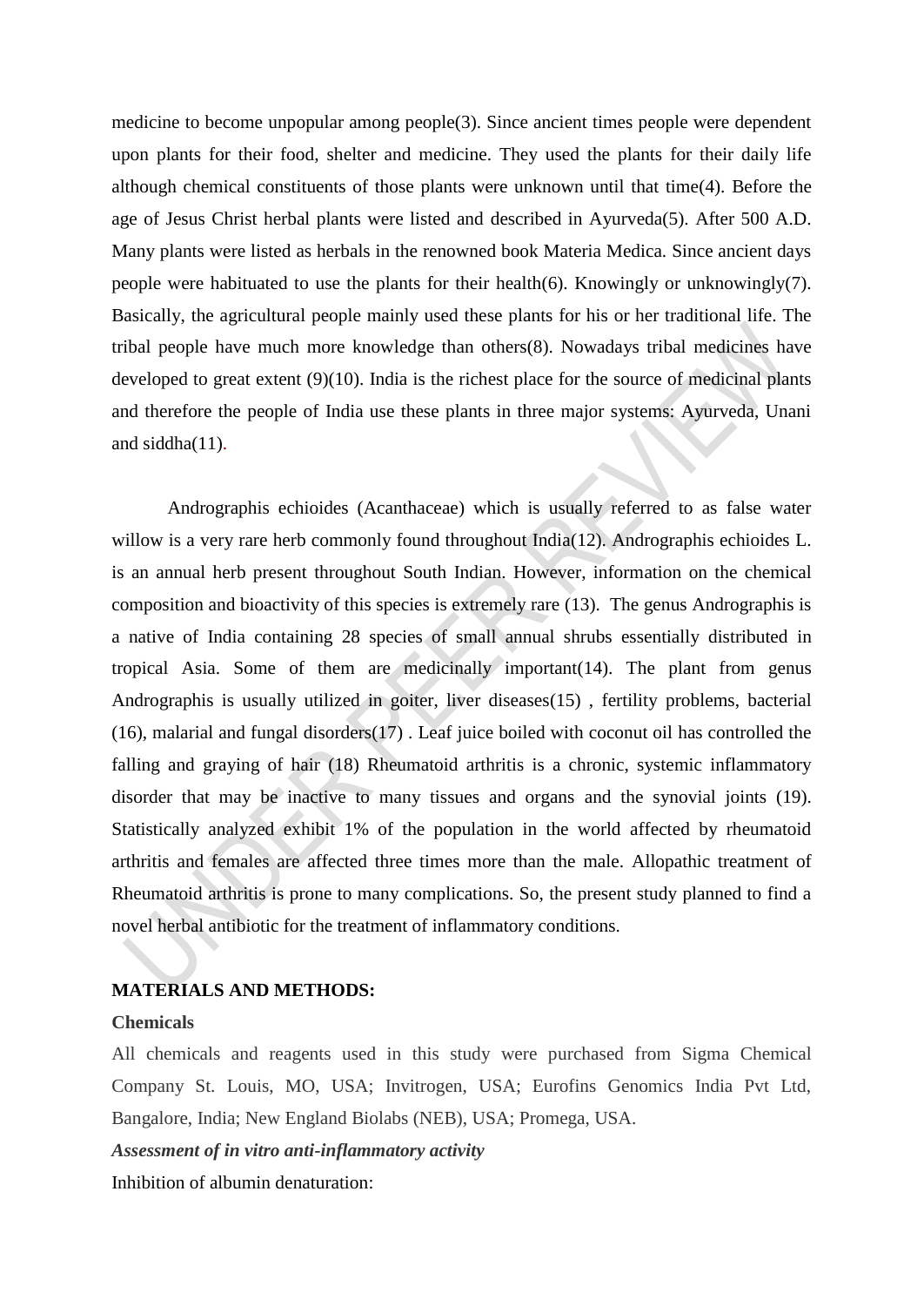medicine to become unpopular among people(3). Since ancient times people were dependent upon plants for their food, shelter and medicine. They used the plants for their daily life although chemical constituents of those plants were unknown until that time(4). Before the age of Jesus Christ herbal plants were listed and described in Ayurveda(5). After 500 A.D. Many plants were listed as herbals in the renowned book Materia Medica. Since ancient days people were habituated to use the plants for their health(6). Knowingly or unknowingly(7). Basically, the agricultural people mainly used these plants for his or her traditional life. The tribal people have much more knowledge than others(8). Nowadays tribal medicines have developed to great extent (9)(10). India is the richest place for the source of medicinal plants and therefore the people of India use these plants in three major systems: Ayurveda, Unani and siddha(11).

Andrographis echioides (Acanthaceae) which is usually referred to as false water willow is a very rare herb commonly found throughout India(12). Andrographis echioides L. is an annual herb present throughout South Indian. However, information on the chemical composition and bioactivity of this species is extremely rare (13). The genus Andrographis is a native of India containing 28 species of small annual shrubs essentially distributed in tropical Asia. Some of them are medicinally important(14). The plant from genus Andrographis is usually utilized in goiter, liver diseases(15) , fertility problems, bacterial (16), malarial and fungal disorders(17) . Leaf juice boiled with coconut oil has controlled the falling and graying of hair (18) Rheumatoid arthritis is a chronic, systemic inflammatory disorder that may be inactive to many tissues and organs and the synovial joints (19). Statistically analyzed exhibit 1% of the population in the world affected by rheumatoid arthritis and females are affected three times more than the male. Allopathic treatment of Rheumatoid arthritis is prone to many complications. So, the present study planned to find a novel herbal antibiotic for the treatment of inflammatory conditions.

## MATERIALS AND METHODS:

### Chemicals

All chemicals and reagents used in this study were purchased from Sigma Chemical Company St. Louis, MO, USA; Invitrogen, USA; Eurofins Genomics India Pvt Ltd, Bangalore, India; New England Biolabs (NEB), USA; Promega, USA.

***Assessment of in vitro anti-inflammatory activity***

Inhibition of albumin denaturation: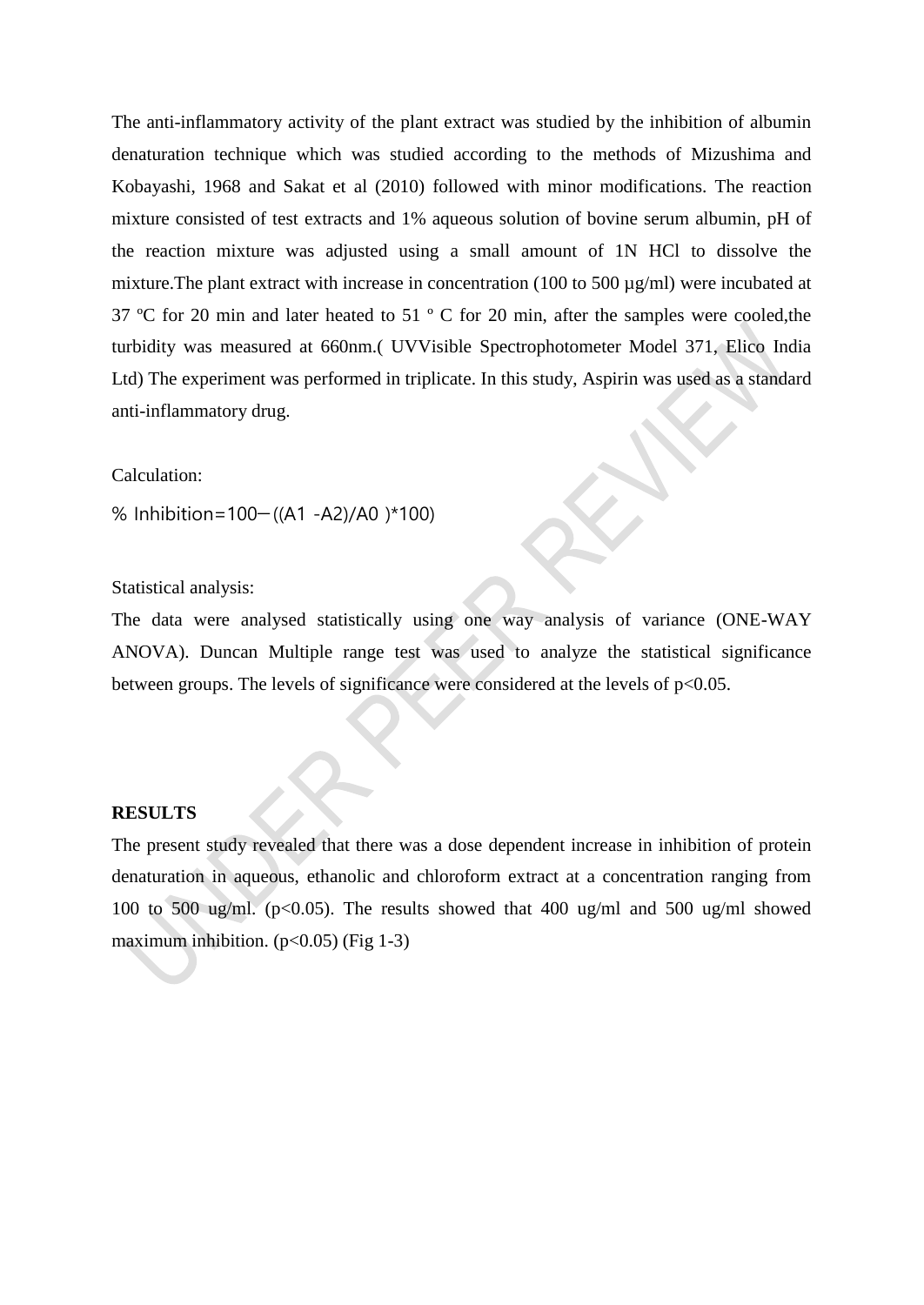The anti-inflammatory activity of the plant extract was studied by the inhibition of albumin denaturation technique which was studied according to the methods of Mizushima and Kobayashi, 1968 and Sakat et al (2010) followed with minor modifications. The reaction mixture consisted of test extracts and 1% aqueous solution of bovine serum albumin, pH of the reaction mixture was adjusted using a small amount of 1N HCl to dissolve the mixture.The plant extract with increase in concentration (100 to 500 µg/ml) were incubated at 37 ºC for 20 min and later heated to 51 º C for 20 min, after the samples were cooled,the turbidity was measured at 660nm.( UVVisible Spectrophotometer Model 371, Elico India Ltd) The experiment was performed in triplicate. In this study, Aspirin was used as a standard anti-inflammatory drug.

Calculation:

$$\% \text{ Inhibition} = 100 - ((A1 - A2)/A0) * 100)$$

Statistical analysis:

The data were analysed statistically using one way analysis of variance (ONE-WAY ANOVA). Duncan Multiple range test was used to analyze the statistical significance between groups. The levels of significance were considered at the levels of $p<0.05$.

**RESULTS**

The present study revealed that there was a dose dependent increase in inhibition of protein denaturation in aqueous, ethanolic and chloroform extract at a concentration ranging from 100 to 500 ug/ml. ($p<0.05$). The results showed that 400 ug/ml and 500 ug/ml showed maximum inhibition. ($p<0.05$) (Fig 1-3)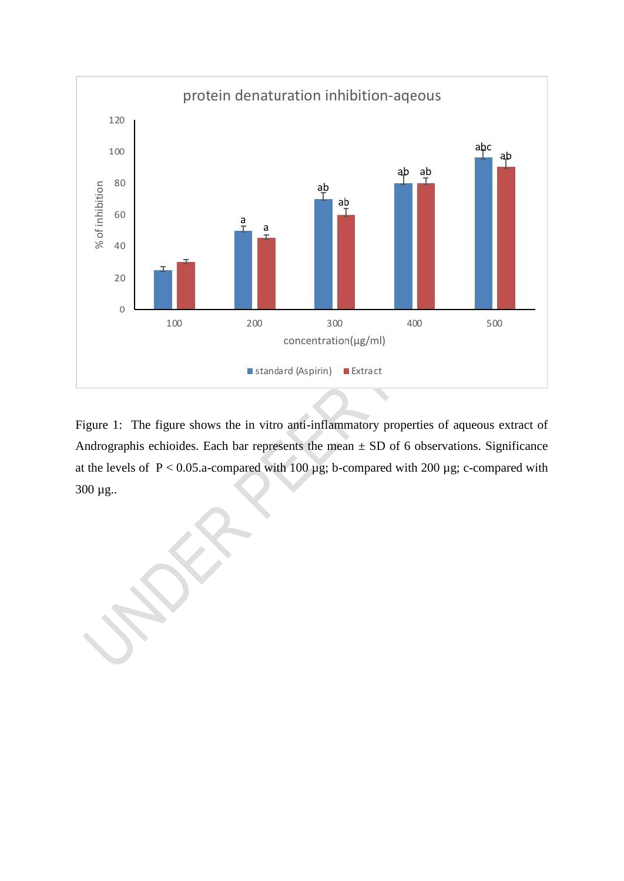Figure 1: The figure shows the in vitro anti-inflammatory properties of aqueous extract of Andrographis echioides. Each bar represents the mean ± SD of 6 observations. Significance at the levels of $P < 0.05$.a-compared with 100 µg; b-compared with 200 µg; c-compared with 300 µg..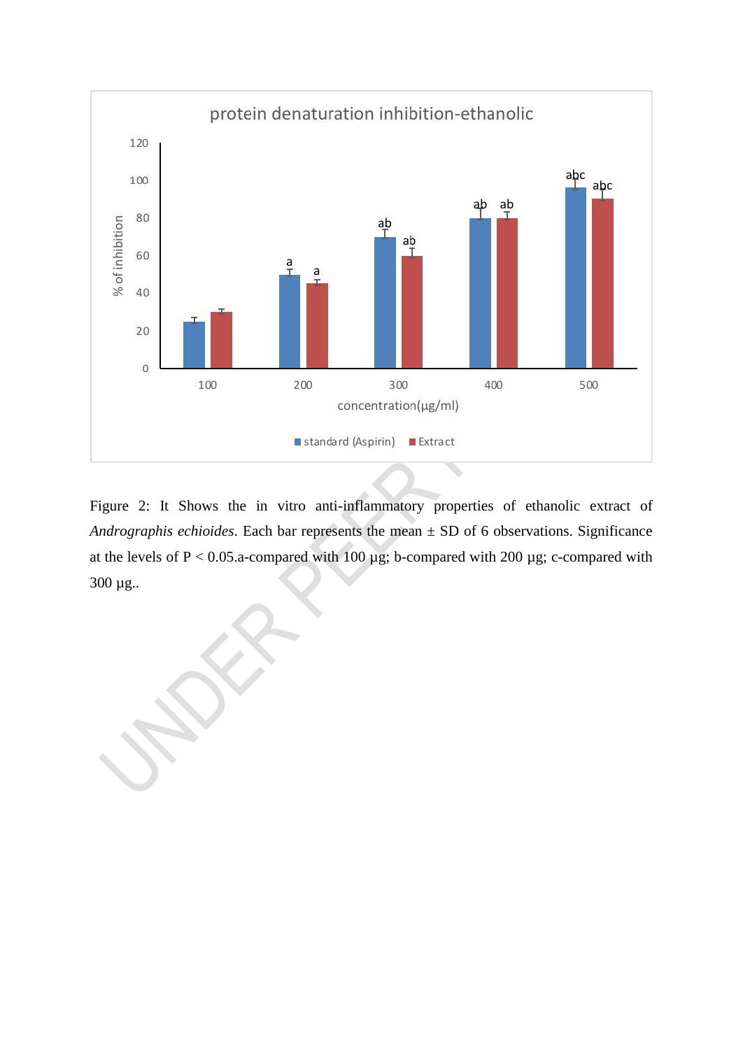Figure 2: It Shows the in vitro anti-inflammatory properties of ethanolic extract of *Andrographis echioides*. Each bar represents the mean ± SD of 6 observations. Significance at the levels of $P < 0.05$.a-compared with 100 µg; b-compared with 200 µg; c-compared with 300 µg..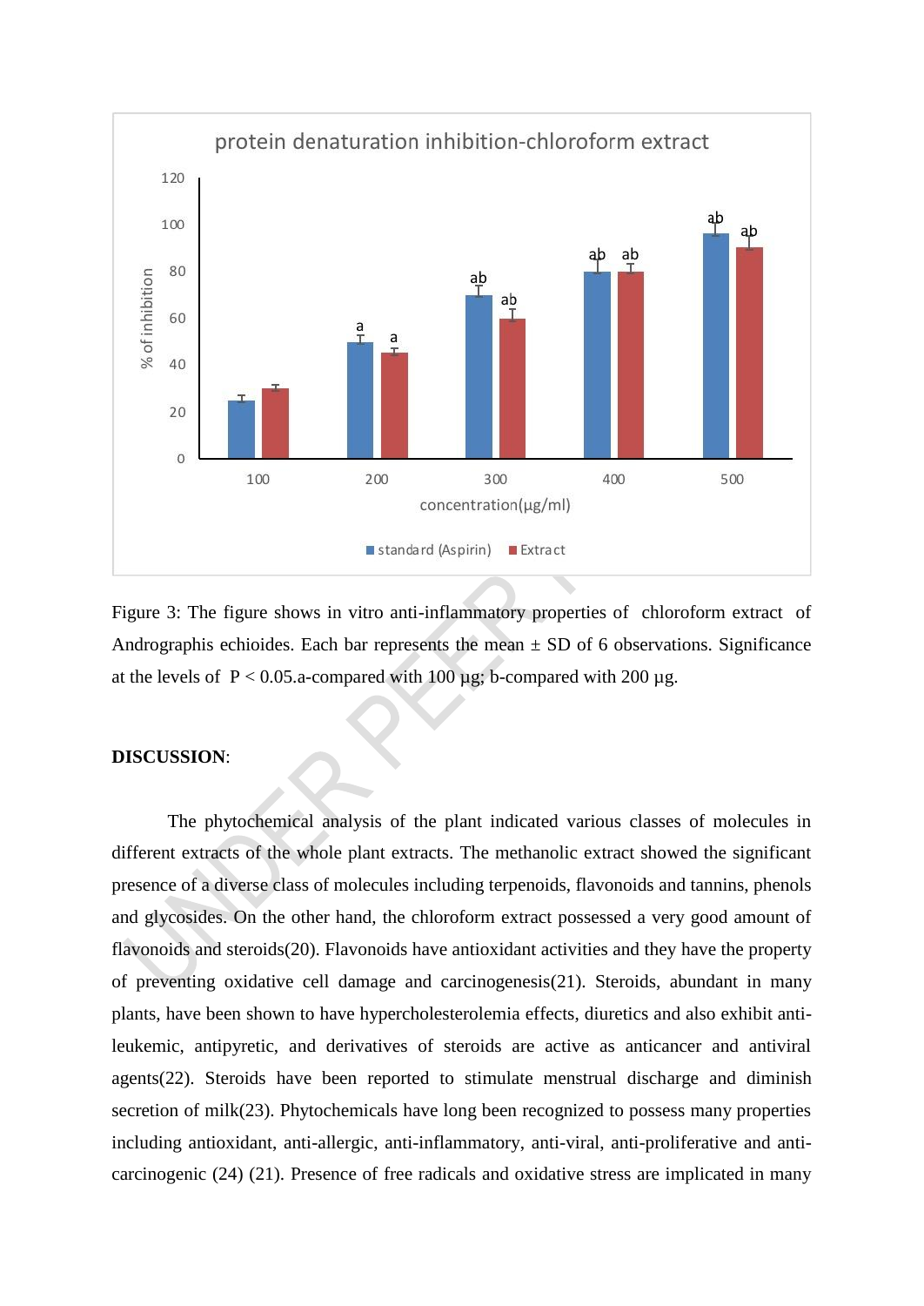Figure 3: The figure shows in vitro anti-inflammatory properties of chloroform extract of Andrographis echioides. Each bar represents the mean ± SD of 6 observations. Significance at the levels of $P < 0.05$.a-compared with 100 µg; b-compared with 200 µg.

**DISCUSSION**:

The phytochemical analysis of the plant indicated various classes of molecules in different extracts of the whole plant extracts. The methanolic extract showed the significant presence of a diverse class of molecules including terpenoids, flavonoids and tannins, phenols and glycosides. On the other hand, the chloroform extract possessed a very good amount of flavonoids and steroids(20). Flavonoids have antioxidant activities and they have the property of preventing oxidative cell damage and carcinogenesis(21). Steroids, abundant in many plants, have been shown to have hypercholesterolemia effects, diuretics and also exhibit anti-leukemic, antipyretic, and derivatives of steroids are active as anticancer and antiviral agents(22). Steroids have been reported to stimulate menstrual discharge and diminish secretion of milk(23). Phytochemicals have long been recognized to possess many properties including antioxidant, anti-allergic, anti-inflammatory, anti-viral, anti-proliferative and anti-carcinogenic (24) (21). Presence of free radicals and oxidative stress are implicated in many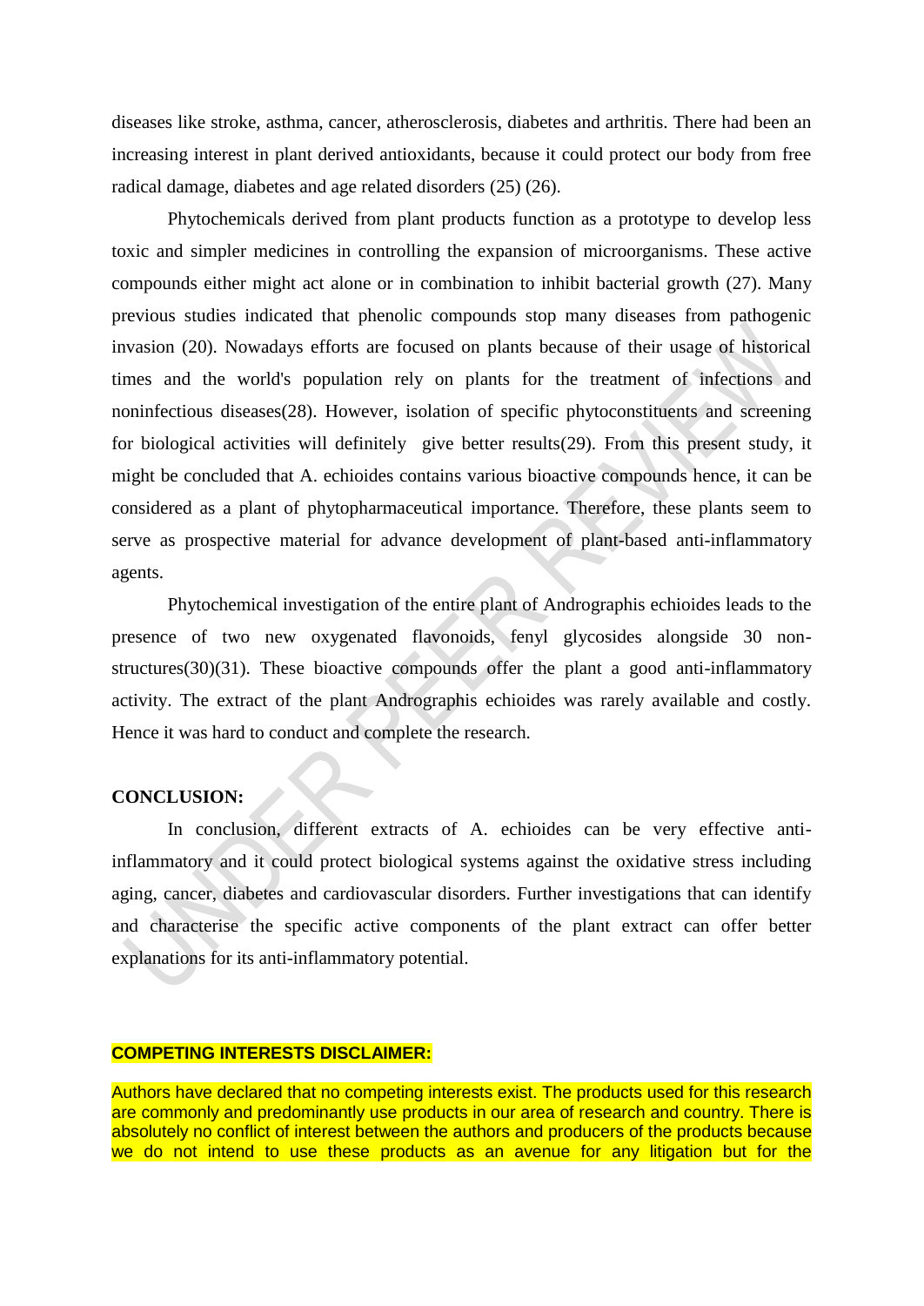diseases like stroke, asthma, cancer, atherosclerosis, diabetes and arthritis. There had been an increasing interest in plant derived antioxidants, because it could protect our body from free radical damage, diabetes and age related disorders (25) (26).

Phytochemicals derived from plant products function as a prototype to develop less toxic and simpler medicines in controlling the expansion of microorganisms. These active compounds either might act alone or in combination to inhibit bacterial growth (27). Many previous studies indicated that phenolic compounds stop many diseases from pathogenic invasion (20). Nowadays efforts are focused on plants because of their usage of historical times and the world's population rely on plants for the treatment of infections and noninfectious diseases(28). However, isolation of specific phytoconstituents and screening for biological activities will definitely give better results(29). From this present study, it might be concluded that A. echioides contains various bioactive compounds hence, it can be considered as a plant of phytopharmaceutical importance. Therefore, these plants seem to serve as prospective material for advance development of plant-based anti-inflammatory agents.

Phytochemical investigation of the entire plant of Andrographis echioides leads to the presence of two new oxygenated flavonoids, fenyl glycosides alongside 30 non-structures(30)(31). These bioactive compounds offer the plant a good anti-inflammatory activity. The extract of the plant Andrographis echioides was rarely available and costly. Hence it was hard to conduct and complete the research.

## CONCLUSION:

In conclusion, different extracts of A. echioides can be very effective anti-inflammatory and it could protect biological systems against the oxidative stress including aging, cancer, diabetes and cardiovascular disorders. Further investigations that can identify and characterise the specific active components of the plant extract can offer better explanations for its anti-inflammatory potential.

**COMPETING INTERESTS DISCLAIMER:**

Authors have declared that no competing interests exist. The products used for this research are commonly and predominantly use products in our area of research and country. There is absolutely no conflict of interest between the authors and producers of the products because we do not intend to use these products as an avenue for any litigation but for the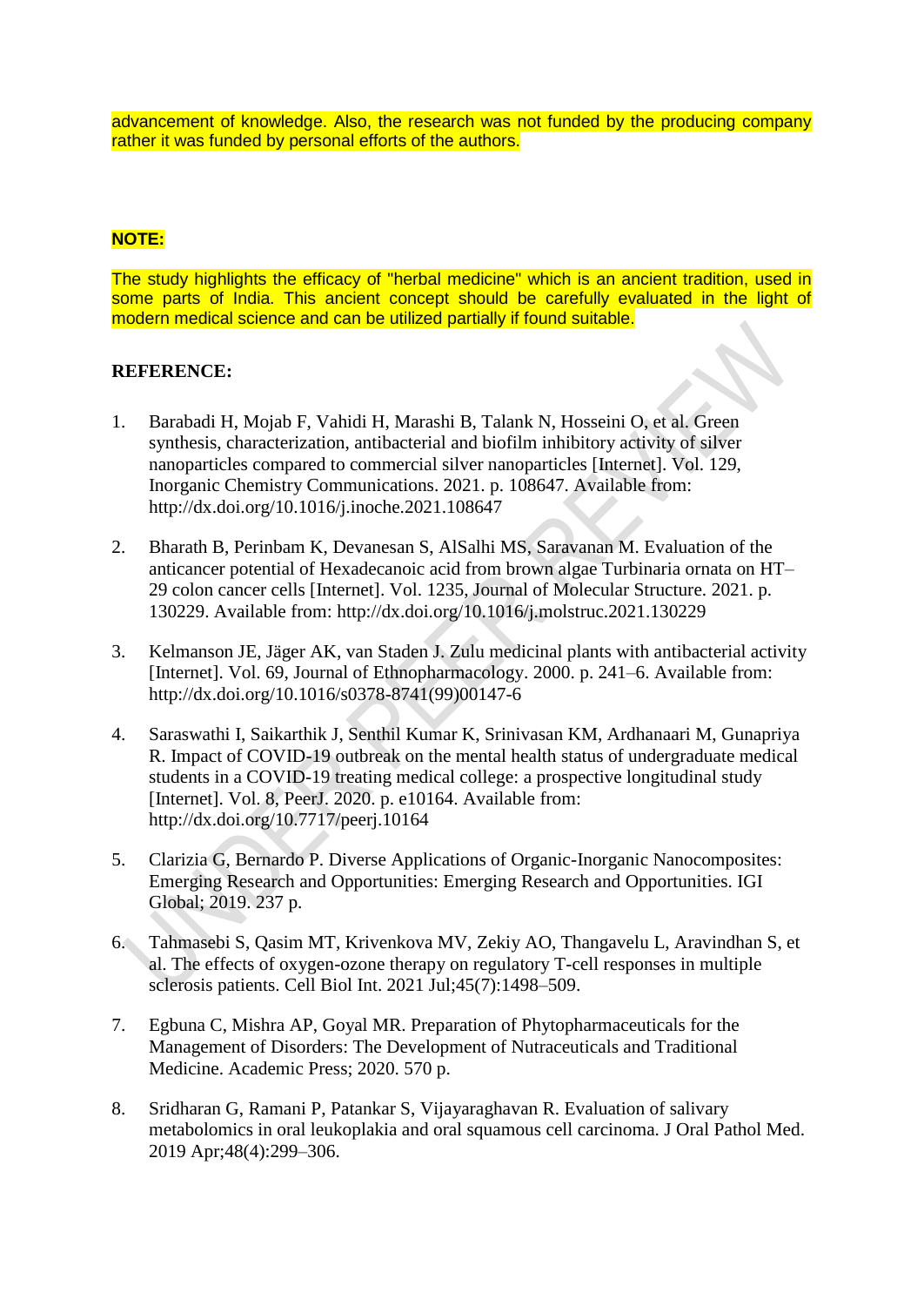advancement of knowledge. Also, the research was not funded by the producing company rather it was funded by personal efforts of the authors.

**NOTE:**

The study highlights the efficacy of "herbal medicine" which is an ancient tradition, used in some parts of India. This ancient concept should be carefully evaluated in the light of modern medical science and can be utilized partially if found suitable.

## REFERENCE:

1. Barabadi H, Mojab F, Vahidi H, Marashi B, Talank N, Hosseini O, et al. Green synthesis, characterization, antibacterial and biofilm inhibitory activity of silver nanoparticles compared to commercial silver nanoparticles [Internet]. Vol. 129, Inorganic Chemistry Communications. 2021. p. 108647. Available from: http://dx.doi.org/10.1016/j.inoche.2021.108647

2. Bharath B, Perinbam K, Devanesan S, AlSalhi MS, Saravanan M. Evaluation of the anticancer potential of Hexadecanoic acid from brown algae Turbinaria ornata on HT–29 colon cancer cells [Internet]. Vol. 1235, Journal of Molecular Structure. 2021. p. 130229. Available from: http://dx.doi.org/10.1016/j.molstruc.2021.130229

3. Kelmanson JE, Jäger AK, van Staden J. Zulu medicinal plants with antibacterial activity [Internet]. Vol. 69, Journal of Ethnopharmacology. 2000. p. 241–6. Available from: http://dx.doi.org/10.1016/s0378-8741(99)00147-6

4. Saraswathi I, Saikarthik J, Senthil Kumar K, Srinivasan KM, Ardhanaari M, Gunapriya R. Impact of COVID-19 outbreak on the mental health status of undergraduate medical students in a COVID-19 treating medical college: a prospective longitudinal study [Internet]. Vol. 8, PeerJ. 2020. p. e10164. Available from: http://dx.doi.org/10.7717/peerj.10164

5. Clarizia G, Bernardo P. Diverse Applications of Organic-Inorganic Nanocomposites: Emerging Research and Opportunities: Emerging Research and Opportunities. IGI Global; 2019. 237 p.

6. Tahmasebi S, Qasim MT, Krivenkova MV, Zekiy AO, Thangavelu L, Aravindhan S, et al. The effects of oxygen-ozone therapy on regulatory T-cell responses in multiple sclerosis patients. Cell Biol Int. 2021 Jul;45(7):1498–509.

7. Egbuna C, Mishra AP, Goyal MR. Preparation of Phytopharmaceuticals for the Management of Disorders: The Development of Nutraceuticals and Traditional Medicine. Academic Press; 2020. 570 p.

8. Sridharan G, Ramani P, Patankar S, Vijayaraghavan R. Evaluation of salivary metabolomics in oral leukoplakia and oral squamous cell carcinoma. J Oral Pathol Med. 2019 Apr;48(4):299–306.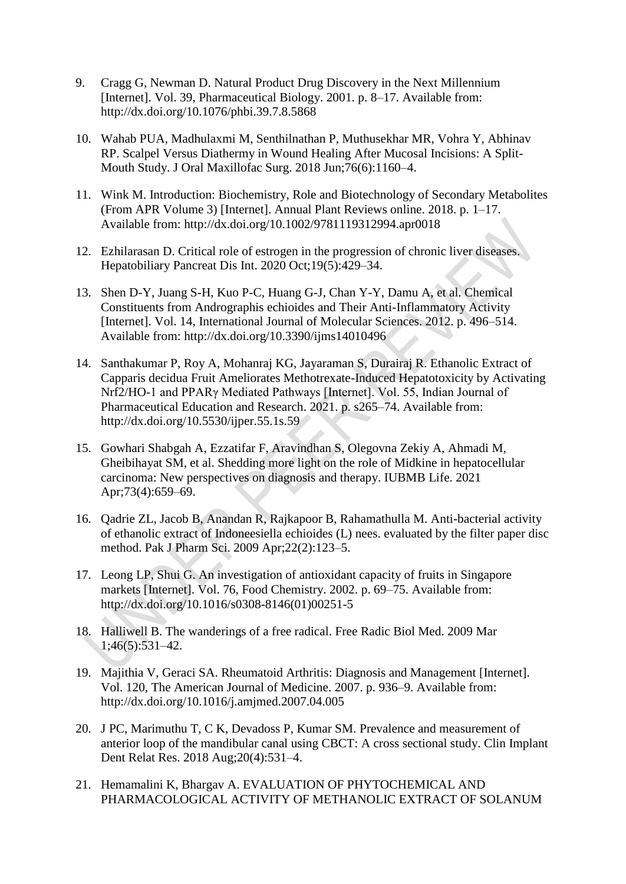9. Cragg G, Newman D. Natural Product Drug Discovery in the Next Millennium [Internet]. Vol. 39, Pharmaceutical Biology. 2001. p. 8–17. Available from: http://dx.doi.org/10.1076/phbi.39.7.8.5868

10. Wahab PUA, Madhulaxmi M, Senthilnathan P, Muthusekhar MR, Vohra Y, Abhinav RP. Scalpel Versus Diathermy in Wound Healing After Mucosal Incisions: A Split-Mouth Study. J Oral Maxillofac Surg. 2018 Jun;76(6):1160–4.

11. Wink M. Introduction: Biochemistry, Role and Biotechnology of Secondary Metabolites (From APR Volume 3) [Internet]. Annual Plant Reviews online. 2018. p. 1–17. Available from: http://dx.doi.org/10.1002/9781119312994.apr0018

12. Ezhilarasan D. Critical role of estrogen in the progression of chronic liver diseases. Hepatobiliary Pancreat Dis Int. 2020 Oct;19(5):429–34.

13. Shen D-Y, Juang S-H, Kuo P-C, Huang G-J, Chan Y-Y, Damu A, et al. Chemical Constituents from Andrographis echioides and Their Anti-Inflammatory Activity [Internet]. Vol. 14, International Journal of Molecular Sciences. 2012. p. 496–514. Available from: http://dx.doi.org/10.3390/ijms14010496

14. Santhakumar P, Roy A, Mohanraj KG, Jayaraman S, Durairaj R. Ethanolic Extract of Capparis decidua Fruit Ameliorates Methotrexate-Induced Hepatotoxicity by Activating Nrf2/HO-1 and PPARγ Mediated Pathways [Internet]. Vol. 55, Indian Journal of Pharmaceutical Education and Research. 2021. p. s265–74. Available from: http://dx.doi.org/10.5530/ijper.55.1s.59

15. Gowhari Shabgah A, Ezzatifar F, Aravindhan S, Olegovna Zekiy A, Ahmadi M, Gheibihayat SM, et al. Shedding more light on the role of Midkine in hepatocellular carcinoma: New perspectives on diagnosis and therapy. IUBMB Life. 2021 Apr;73(4):659–69.

16. Qadrie ZL, Jacob B, Anandan R, Rajkapoor B, Rahamathulla M. Anti-bacterial activity of ethanolic extract of Indoneesiella echioides (L) nees. evaluated by the filter paper disc method. Pak J Pharm Sci. 2009 Apr;22(2):123–5.

17. Leong LP, Shui G. An investigation of antioxidant capacity of fruits in Singapore markets [Internet]. Vol. 76, Food Chemistry. 2002. p. 69–75. Available from: http://dx.doi.org/10.1016/s0308-8146(01)00251-5

18. Halliwell B. The wanderings of a free radical. Free Radic Biol Med. 2009 Mar 1;46(5):531–42.

19. Majithia V, Geraci SA. Rheumatoid Arthritis: Diagnosis and Management [Internet]. Vol. 120, The American Journal of Medicine. 2007. p. 936–9. Available from: http://dx.doi.org/10.1016/j.amjmed.2007.04.005

20. J PC, Marimuthu T, C K, Devadoss P, Kumar SM. Prevalence and measurement of anterior loop of the mandibular canal using CBCT: A cross sectional study. Clin Implant Dent Relat Res. 2018 Aug;20(4):531–4.

21. Hemamalini K, Bhargav A. EVALUATION OF PHYTOCHEMICAL AND PHARMACOLOGICAL ACTIVITY OF METHANOLIC EXTRACT OF SOLANUM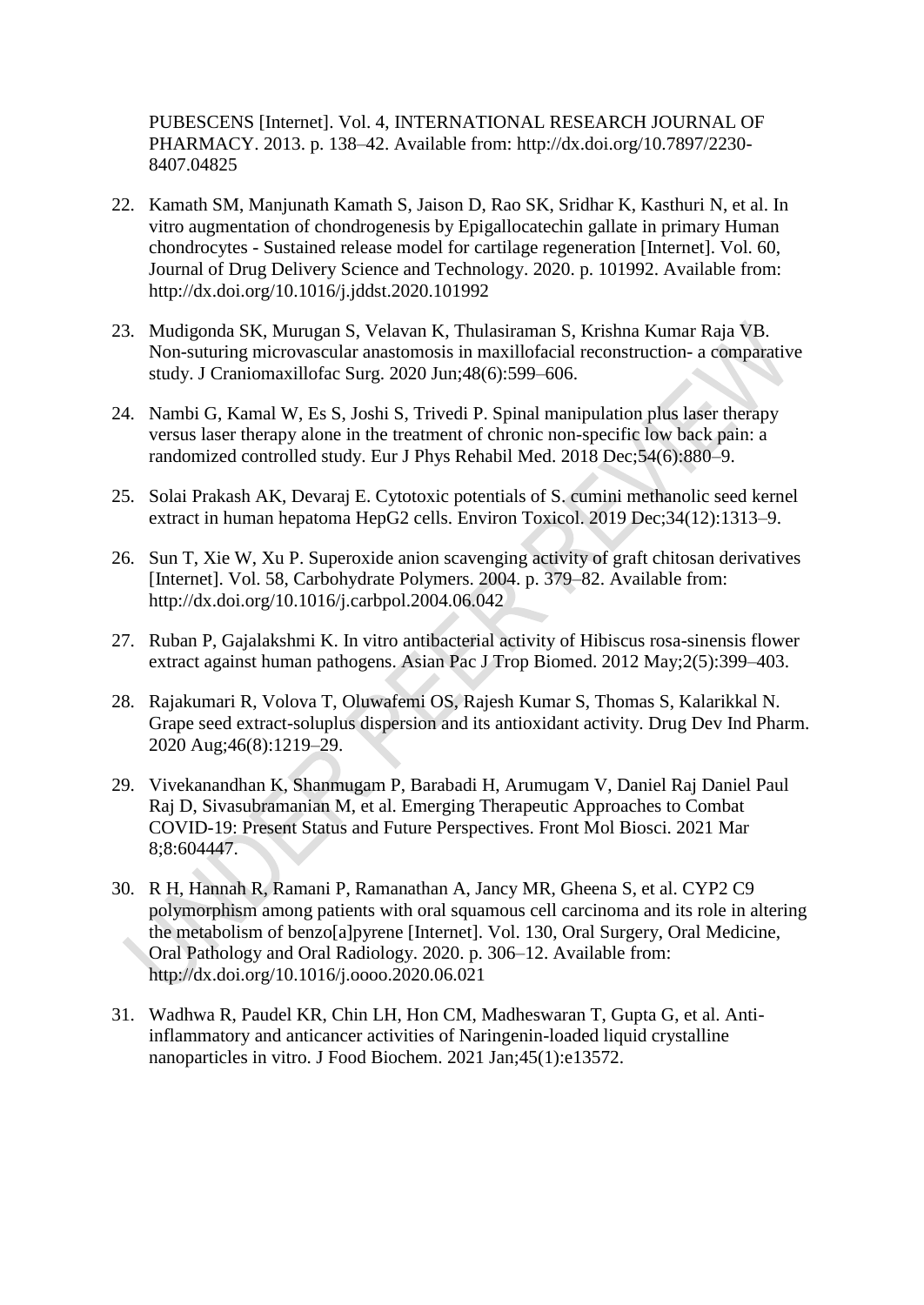PUBESCENS [Internet]. Vol. 4, INTERNATIONAL RESEARCH JOURNAL OF PHARMACY. 2013. p. 138–42. Available from: http://dx.doi.org/10.7897/2230-8407.04825

22. Kamath SM, Manjunath Kamath S, Jaison D, Rao SK, Sridhar K, Kasthuri N, et al. In vitro augmentation of chondrogenesis by Epigallocatechin gallate in primary Human chondrocytes - Sustained release model for cartilage regeneration [Internet]. Vol. 60, Journal of Drug Delivery Science and Technology. 2020. p. 101992. Available from: http://dx.doi.org/10.1016/j.jddst.2020.101992

23. Mudigonda SK, Murugan S, Velavan K, Thulasiraman S, Krishna Kumar Raja VB. Non-suturing microvascular anastomosis in maxillofacial reconstruction- a comparative study. J Craniomaxillofac Surg. 2020 Jun;48(6):599–606.

24. Nambi G, Kamal W, Es S, Joshi S, Trivedi P. Spinal manipulation plus laser therapy versus laser therapy alone in the treatment of chronic non-specific low back pain: a randomized controlled study. Eur J Phys Rehabil Med. 2018 Dec;54(6):880–9.

25. Solai Prakash AK, Devaraj E. Cytotoxic potentials of S. cumini methanolic seed kernel extract in human hepatoma HepG2 cells. Environ Toxicol. 2019 Dec;34(12):1313–9.

26. Sun T, Xie W, Xu P. Superoxide anion scavenging activity of graft chitosan derivatives [Internet]. Vol. 58, Carbohydrate Polymers. 2004. p. 379–82. Available from: http://dx.doi.org/10.1016/j.carbpol.2004.06.042

27. Ruban P, Gajalakshmi K. In vitro antibacterial activity of Hibiscus rosa-sinensis flower extract against human pathogens. Asian Pac J Trop Biomed. 2012 May;2(5):399–403.

28. Rajakumari R, Volova T, Oluwafemi OS, Rajesh Kumar S, Thomas S, Kalarikkal N. Grape seed extract-soluplus dispersion and its antioxidant activity. Drug Dev Ind Pharm. 2020 Aug;46(8):1219–29.

29. Vivekanandhan K, Shanmugam P, Barabadi H, Arumugam V, Daniel Raj Daniel Paul Raj D, Sivasubramanian M, et al. Emerging Therapeutic Approaches to Combat COVID-19: Present Status and Future Perspectives. Front Mol Biosci. 2021 Mar 8;8:604447.

30. R H, Hannah R, Ramani P, Ramanathan A, Jancy MR, Gheena S, et al. CYP2 C9 polymorphism among patients with oral squamous cell carcinoma and its role in altering the metabolism of benzo[a]pyrene [Internet]. Vol. 130, Oral Surgery, Oral Medicine, Oral Pathology and Oral Radiology. 2020. p. 306–12. Available from: http://dx.doi.org/10.1016/j.oooo.2020.06.021

31. Wadhwa R, Paudel KR, Chin LH, Hon CM, Madheswaran T, Gupta G, et al. Anti-inflammatory and anticancer activities of Naringenin-loaded liquid crystalline nanoparticles in vitro. J Food Biochem. 2021 Jan;45(1):e13572.